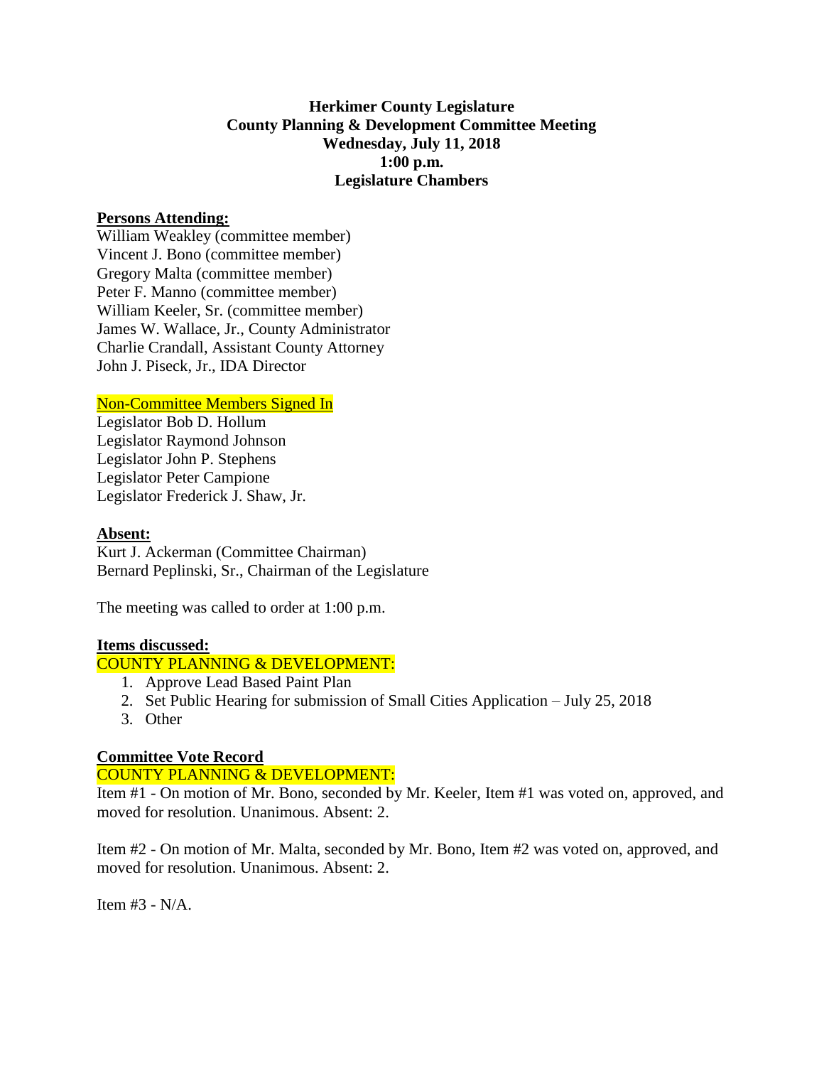**Herkimer County Legislature**
**County Planning & Development Committee Meeting**
**Wednesday, July 11, 2018**
**1:00 p.m.**
**Legislature Chambers**

**Persons Attending:**

William Weakley (committee member)
Vincent J. Bono (committee member)
Gregory Malta (committee member)
Peter F. Manno (committee member)
William Keeler, Sr. (committee member)
James W. Wallace, Jr., County Administrator
Charlie Crandall, Assistant County Attorney
John J. Piseck, Jr., IDA Director

Non-Committee Members Signed In

Legislator Bob D. Hollum
Legislator Raymond Johnson
Legislator John P. Stephens
Legislator Peter Campione
Legislator Frederick J. Shaw, Jr.

**Absent:**

Kurt J. Ackerman (Committee Chairman)
Bernard Peplinski, Sr., Chairman of the Legislature

The meeting was called to order at 1:00 p.m.

**Items discussed:**

COUNTY PLANNING & DEVELOPMENT:

1. Approve Lead Based Paint Plan
2. Set Public Hearing for submission of Small Cities Application – July 25, 2018
3. Other

**Committee Vote Record**

COUNTY PLANNING & DEVELOPMENT:

Item #1 - On motion of Mr. Bono, seconded by Mr. Keeler, Item #1 was voted on, approved, and moved for resolution. Unanimous. Absent: 2.

Item #2 - On motion of Mr. Malta, seconded by Mr. Bono, Item #2 was voted on, approved, and moved for resolution. Unanimous. Absent: 2.

Item #3 - N/A.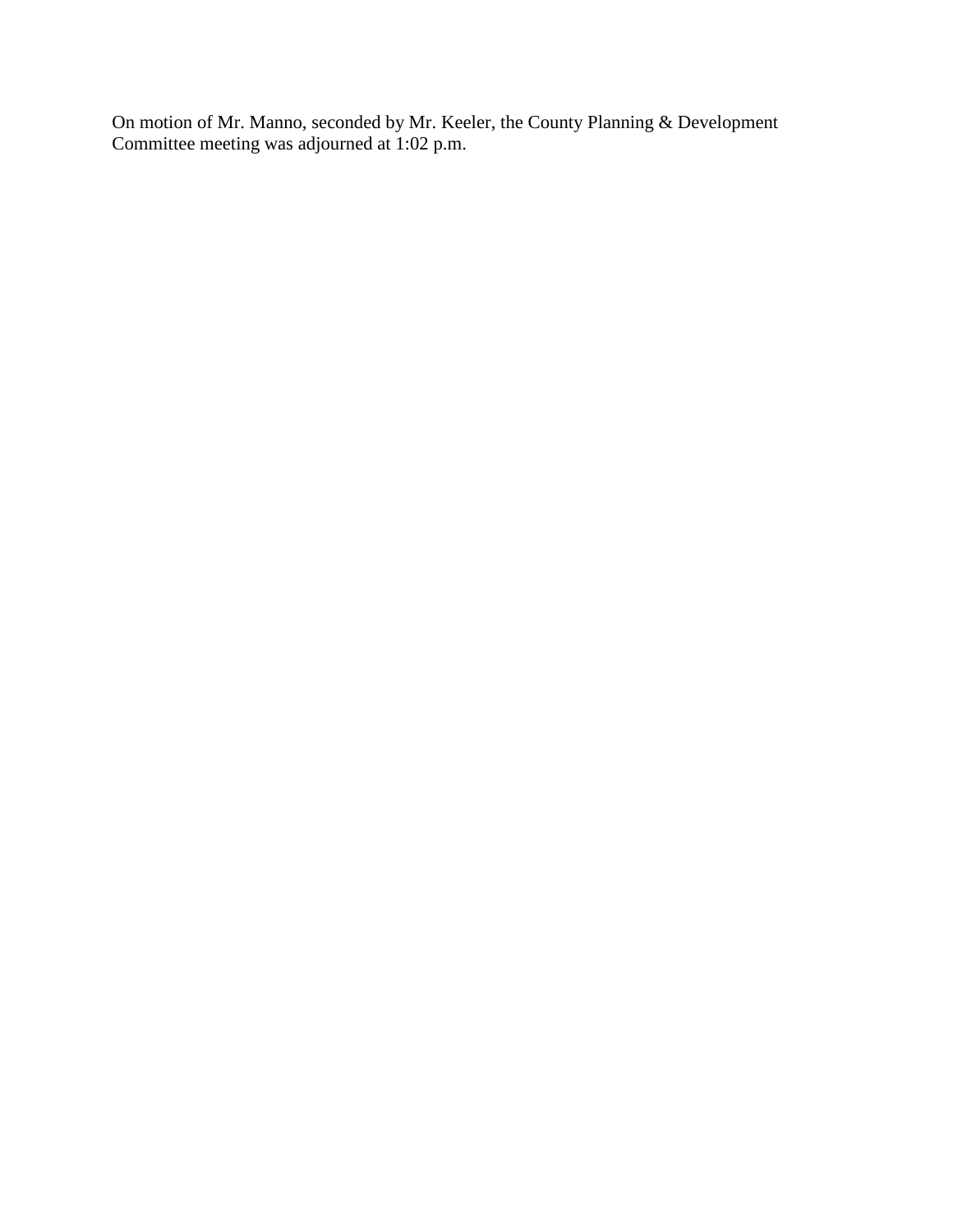On motion of Mr. Manno, seconded by Mr. Keeler, the County Planning & Development Committee meeting was adjourned at 1:02 p.m.